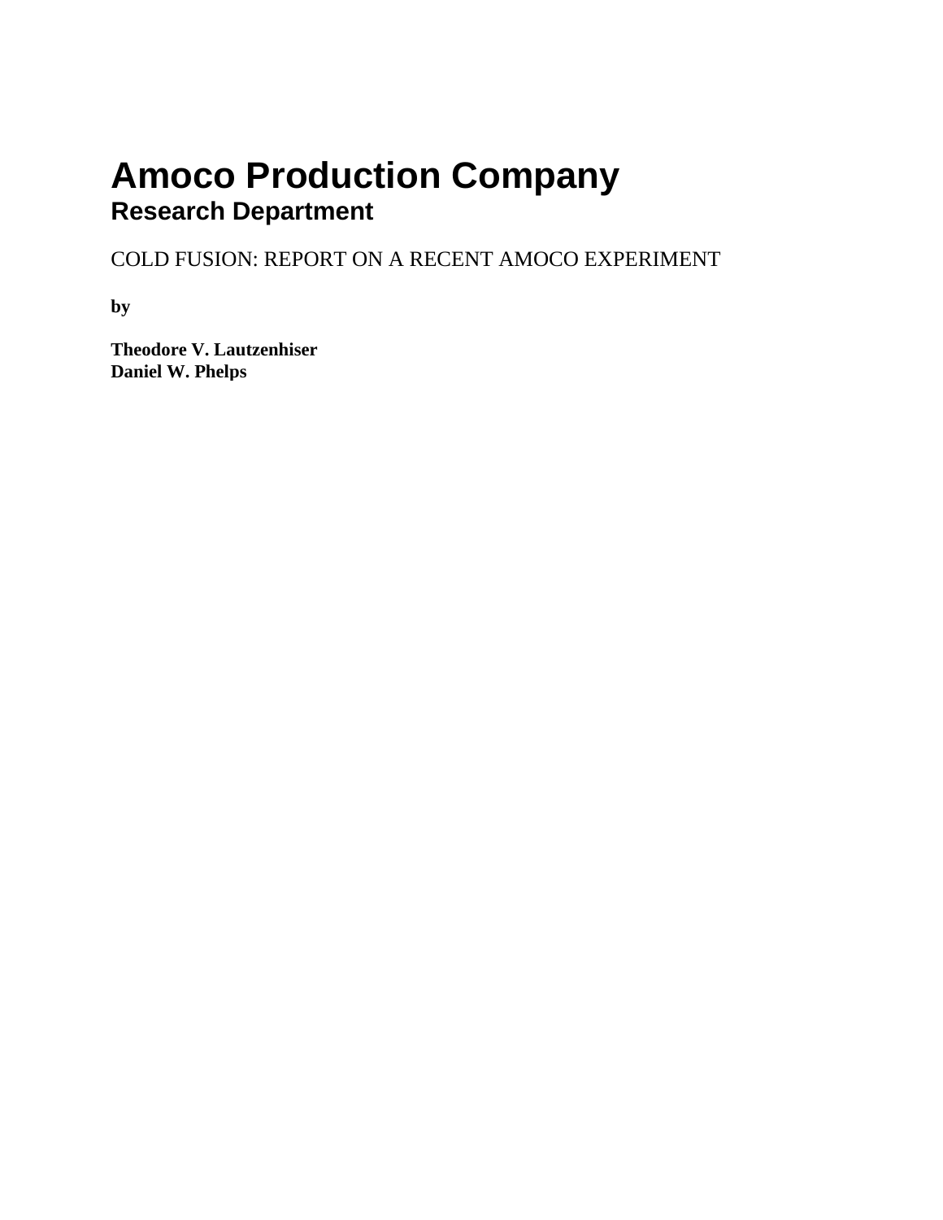# Amoco Production Company

## Research Department

COLD FUSION: REPORT ON A RECENT AMOCO EXPERIMENT

**by**

**Theodore V. Lautzenhiser**
**Daniel W. Phelps**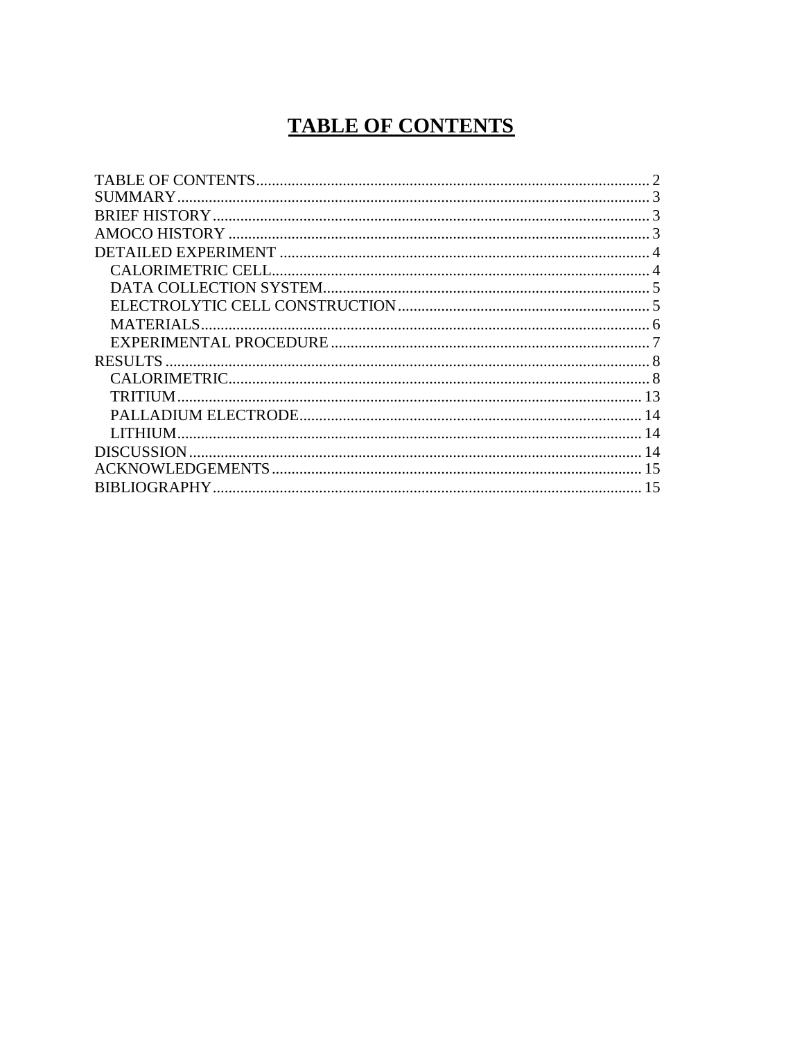# TABLE OF CONTENTS

TABLE OF CONTENTS ........ 2
SUMMARY ........ 3
BRIEF HISTORY ........ 3
AMOCO HISTORY ........ 3
DETAILED EXPERIMENT ........ 4
- CALORIMETRIC CELL ........ 4
- DATA COLLECTION SYSTEM ........ 5
- ELECTROLYTIC CELL CONSTRUCTION ........ 5
- MATERIALS ........ 6
- EXPERIMENTAL PROCEDURE ........ 7

RESULTS ........ 8
- CALORIMETRIC ........ 8
- TRITIUM ........ 13
- PALLADIUM ELECTRODE ........ 14
- LITHIUM ........ 14

DISCUSSION ........ 14
ACKNOWLEDGEMENTS ........ 15
BIBLIOGRAPHY ........ 15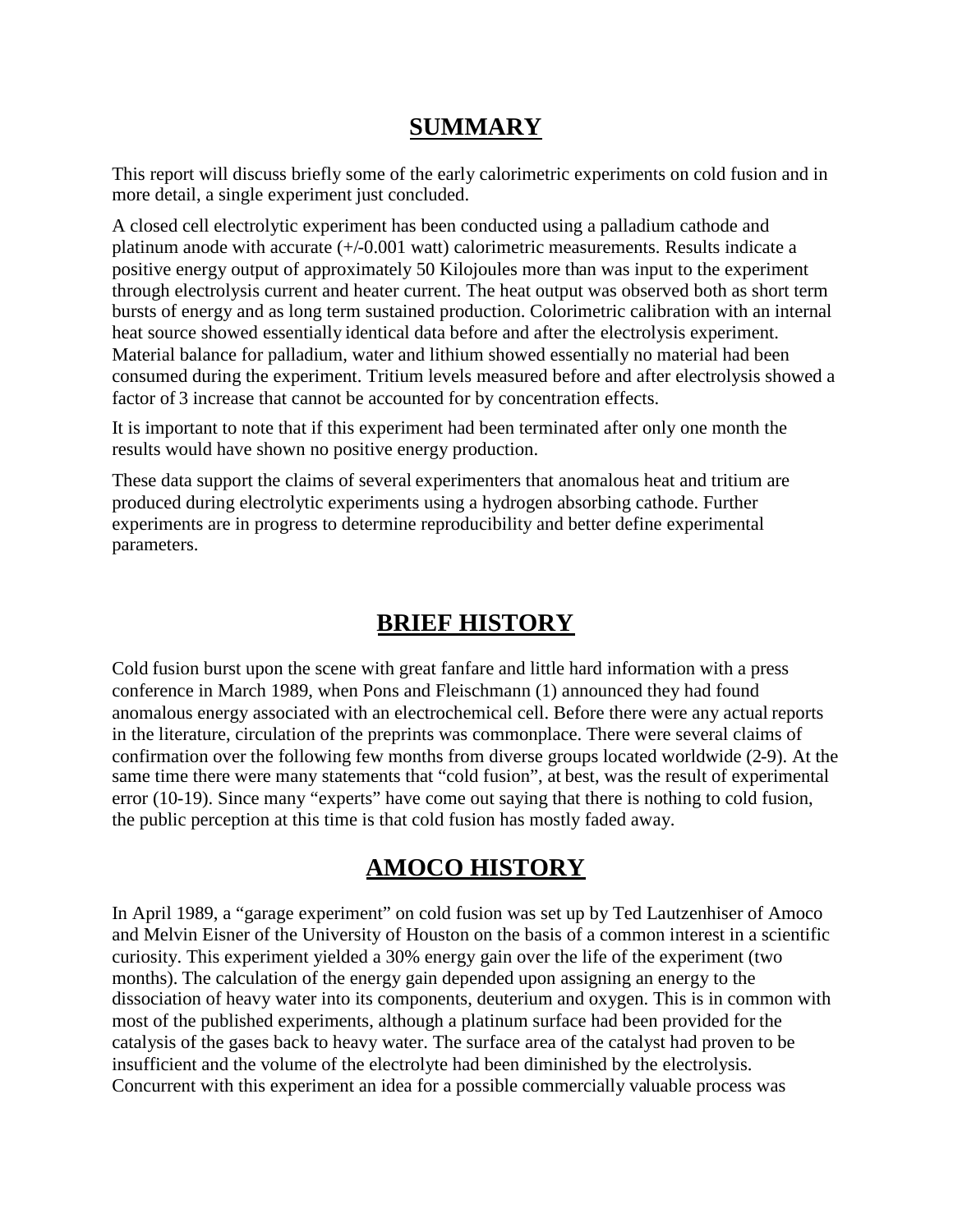## SUMMARY

This report will discuss briefly some of the early calorimetric experiments on cold fusion and in more detail, a single experiment just concluded.

A closed cell electrolytic experiment has been conducted using a palladium cathode and platinum anode with accurate (+/-0.001 watt) calorimetric measurements. Results indicate a positive energy output of approximately 50 Kilojoules more than was input to the experiment through electrolysis current and heater current. The heat output was observed both as short term bursts of energy and as long term sustained production. Colorimetric calibration with an internal heat source showed essentially identical data before and after the electrolysis experiment. Material balance for palladium, water and lithium showed essentially no material had been consumed during the experiment. Tritium levels measured before and after electrolysis showed a factor of 3 increase that cannot be accounted for by concentration effects.

It is important to note that if this experiment had been terminated after only one month the results would have shown no positive energy production.

These data support the claims of several experimenters that anomalous heat and tritium are produced during electrolytic experiments using a hydrogen absorbing cathode. Further experiments are in progress to determine reproducibility and better define experimental parameters.

## BRIEF HISTORY

Cold fusion burst upon the scene with great fanfare and little hard information with a press conference in March 1989, when Pons and Fleischmann (1) announced they had found anomalous energy associated with an electrochemical cell. Before there were any actual reports in the literature, circulation of the preprints was commonplace. There were several claims of confirmation over the following few months from diverse groups located worldwide (2-9). At the same time there were many statements that "cold fusion", at best, was the result of experimental error (10-19). Since many "experts" have come out saying that there is nothing to cold fusion, the public perception at this time is that cold fusion has mostly faded away.

## AMOCO HISTORY

In April 1989, a "garage experiment" on cold fusion was set up by Ted Lautzenhiser of Amoco and Melvin Eisner of the University of Houston on the basis of a common interest in a scientific curiosity. This experiment yielded a 30% energy gain over the life of the experiment (two months). The calculation of the energy gain depended upon assigning an energy to the dissociation of heavy water into its components, deuterium and oxygen. This is in common with most of the published experiments, although a platinum surface had been provided for the catalysis of the gases back to heavy water. The surface area of the catalyst had proven to be insufficient and the volume of the electrolyte had been diminished by the electrolysis. Concurrent with this experiment an idea for a possible commercially valuable process was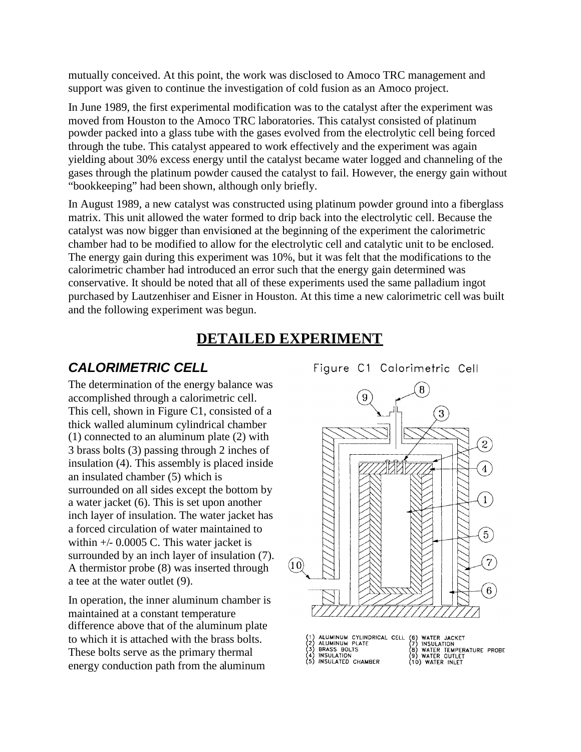mutually conceived. At this point, the work was disclosed to Amoco TRC management and support was given to continue the investigation of cold fusion as an Amoco project.

In June 1989, the first experimental modification was to the catalyst after the experiment was moved from Houston to the Amoco TRC laboratories. This catalyst consisted of platinum powder packed into a glass tube with the gases evolved from the electrolytic cell being forced through the tube. This catalyst appeared to work effectively and the experiment was again yielding about 30% excess energy until the catalyst became water logged and channeling of the gases through the platinum powder caused the catalyst to fail. However, the energy gain without "bookkeeping" had been shown, although only briefly.

In August 1989, a new catalyst was constructed using platinum powder ground into a fiberglass matrix. This unit allowed the water formed to drip back into the electrolytic cell. Because the catalyst was now bigger than envisioned at the beginning of the experiment the calorimetric chamber had to be modified to allow for the electrolytic cell and catalytic unit to be enclosed. The energy gain during this experiment was 10%, but it was felt that the modifications to the calorimetric chamber had introduced an error such that the energy gain determined was conservative. It should be noted that all of these experiments used the same palladium ingot purchased by Lautzenhiser and Eisner in Houston. At this time a new calorimetric cell was built and the following experiment was begun.

# DETAILED EXPERIMENT

## *CALORIMETRIC CELL*

The determination of the energy balance was accomplished through a calorimetric cell. This cell, shown in Figure C1, consisted of a thick walled aluminum cylindrical chamber (1) connected to an aluminum plate (2) with 3 brass bolts (3) passing through 2 inches of insulation (4). This assembly is placed inside an insulated chamber (5) which is surrounded on all sides except the bottom by a water jacket (6). This is set upon another inch layer of insulation. The water jacket has a forced circulation of water maintained to within +/- 0.0005 C. This water jacket is surrounded by an inch layer of insulation (7). A thermistor probe (8) was inserted through a tee at the water outlet (9).

In operation, the inner aluminum chamber is maintained at a constant temperature difference above that of the aluminum plate to which it is attached with the brass bolts. These bolts serve as the primary thermal energy conduction path from the aluminum

Figure C1 Calorimetric Cell

(1) ALUMINUM CYLINDRICAL CELL
(2) ALUMINUM PLATE
(3) BRASS BOLTS
(4) INSULATION
(5) INSULATED CHAMBER
(6) WATER JACKET
(7) INSULATION
(8) WATER TEMPERATURE PROBE
(9) WATER OUTLET
(10) WATER INLET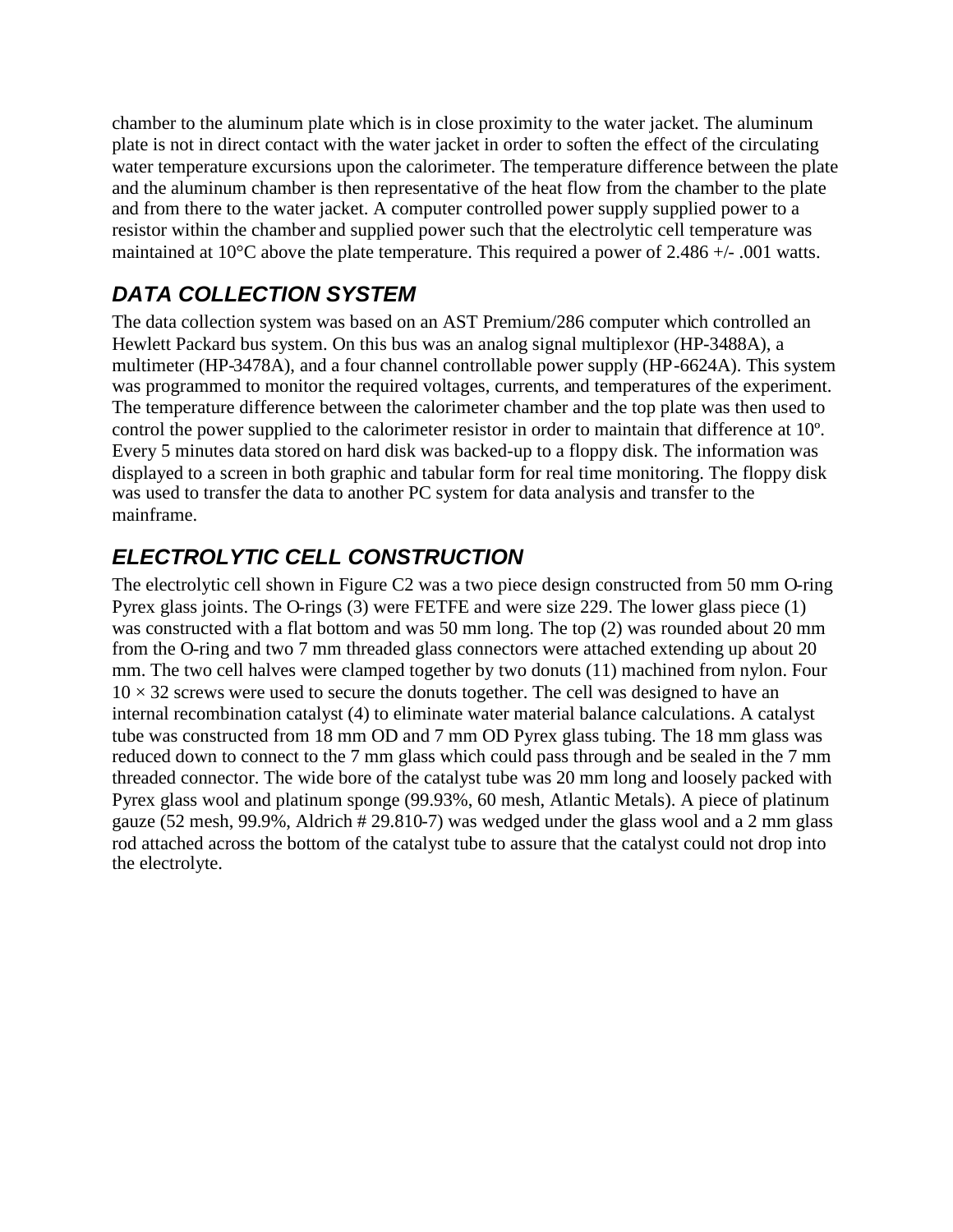chamber to the aluminum plate which is in close proximity to the water jacket. The aluminum plate is not in direct contact with the water jacket in order to soften the effect of the circulating water temperature excursions upon the calorimeter. The temperature difference between the plate and the aluminum chamber is then representative of the heat flow from the chamber to the plate and from there to the water jacket. A computer controlled power supply supplied power to a resistor within the chamber and supplied power such that the electrolytic cell temperature was maintained at 10°C above the plate temperature. This required a power of 2.486 +/- .001 watts.

## *DATA COLLECTION SYSTEM*

The data collection system was based on an AST Premium/286 computer which controlled an Hewlett Packard bus system. On this bus was an analog signal multiplexor (HP-3488A), a multimeter (HP-3478A), and a four channel controllable power supply (HP-6624A). This system was programmed to monitor the required voltages, currents, and temperatures of the experiment. The temperature difference between the calorimeter chamber and the top plate was then used to control the power supplied to the calorimeter resistor in order to maintain that difference at 10º. Every 5 minutes data stored on hard disk was backed-up to a floppy disk. The information was displayed to a screen in both graphic and tabular form for real time monitoring. The floppy disk was used to transfer the data to another PC system for data analysis and transfer to the mainframe.

## *ELECTROLYTIC CELL CONSTRUCTION*

The electrolytic cell shown in Figure C2 was a two piece design constructed from 50 mm O-ring Pyrex glass joints. The O-rings (3) were FETFE and were size 229. The lower glass piece (1) was constructed with a flat bottom and was 50 mm long. The top (2) was rounded about 20 mm from the O-ring and two 7 mm threaded glass connectors were attached extending up about 20 mm. The two cell halves were clamped together by two donuts (11) machined from nylon. Four $10 \times 32$ screws were used to secure the donuts together. The cell was designed to have an internal recombination catalyst (4) to eliminate water material balance calculations. A catalyst tube was constructed from 18 mm OD and 7 mm OD Pyrex glass tubing. The 18 mm glass was reduced down to connect to the 7 mm glass which could pass through and be sealed in the 7 mm threaded connector. The wide bore of the catalyst tube was 20 mm long and loosely packed with Pyrex glass wool and platinum sponge (99.93%, 60 mesh, Atlantic Metals). A piece of platinum gauze (52 mesh, 99.9%, Aldrich # 29.810-7) was wedged under the glass wool and a 2 mm glass rod attached across the bottom of the catalyst tube to assure that the catalyst could not drop into the electrolyte.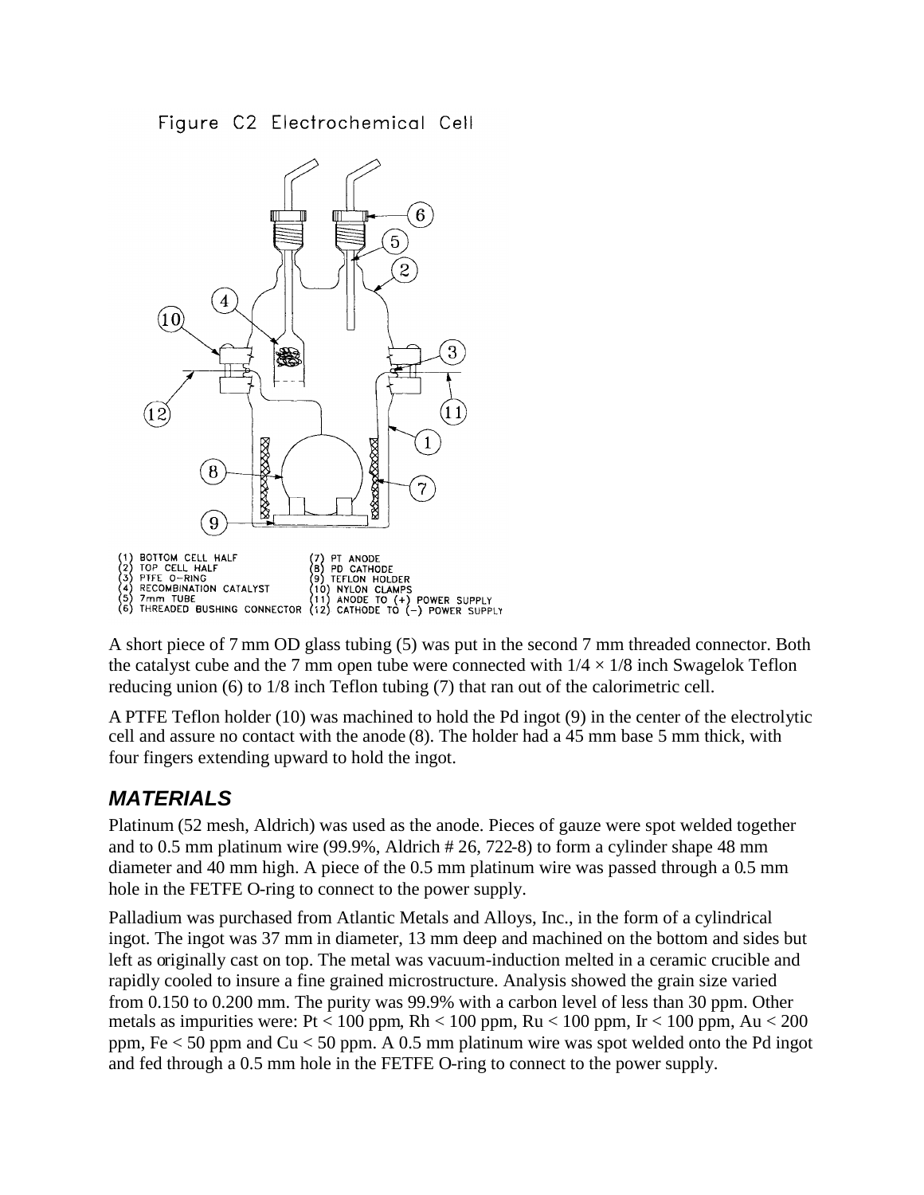Figure C2 Electrochemical Cell

(1) BOTTOM CELL HALF
(2) TOP CELL HALF
(3) PTFE O-RING
(4) RECOMBINATION CATALYST
(5) 7mm TUBE
(6) THREADED BUSHING CONNECTOR
(7) PT ANODE
(8) PD CATHODE
(9) TEFLON HOLDER
(10) NYLON CLAMPS
(11) ANODE TO (+) POWER SUPPLY
(12) CATHODE TO (–) POWER SUPPLY

A short piece of 7 mm OD glass tubing (5) was put in the second 7 mm threaded connector. Both the catalyst cube and the 7 mm open tube were connected with $1/4 \times 1/8$ inch Swagelok Teflon reducing union (6) to 1/8 inch Teflon tubing (7) that ran out of the calorimetric cell.

A PTFE Teflon holder (10) was machined to hold the Pd ingot (9) in the center of the electrolytic cell and assure no contact with the anode (8). The holder had a 45 mm base 5 mm thick, with four fingers extending upward to hold the ingot.

## *MATERIALS*

Platinum (52 mesh, Aldrich) was used as the anode. Pieces of gauze were spot welded together and to 0.5 mm platinum wire (99.9%, Aldrich # 26, 722-8) to form a cylinder shape 48 mm diameter and 40 mm high. A piece of the 0.5 mm platinum wire was passed through a 0.5 mm hole in the FETFE O-ring to connect to the power supply.

Palladium was purchased from Atlantic Metals and Alloys, Inc., in the form of a cylindrical ingot. The ingot was 37 mm in diameter, 13 mm deep and machined on the bottom and sides but left as originally cast on top. The metal was vacuum-induction melted in a ceramic crucible and rapidly cooled to insure a fine grained microstructure. Analysis showed the grain size varied from 0.150 to 0.200 mm. The purity was 99.9% with a carbon level of less than 30 ppm. Other metals as impurities were: Pt < 100 ppm, Rh < 100 ppm, Ru < 100 ppm, Ir < 100 ppm, Au < 200 ppm, Fe < 50 ppm and Cu < 50 ppm. A 0.5 mm platinum wire was spot welded onto the Pd ingot and fed through a 0.5 mm hole in the FETFE O-ring to connect to the power supply.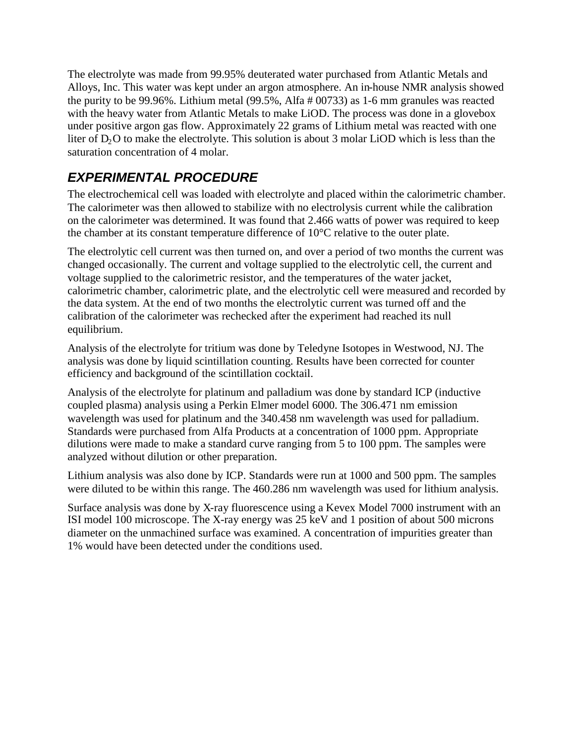The electrolyte was made from 99.95% deuterated water purchased from Atlantic Metals and Alloys, Inc. This water was kept under an argon atmosphere. An in-house NMR analysis showed the purity to be 99.96%. Lithium metal (99.5%, Alfa # 00733) as 1-6 mm granules was reacted with the heavy water from Atlantic Metals to make LiOD. The process was done in a glovebox under positive argon gas flow. Approximately 22 grams of Lithium metal was reacted with one liter of $D_2O$ to make the electrolyte. This solution is about 3 molar LiOD which is less than the saturation concentration of 4 molar.

## EXPERIMENTAL PROCEDURE

The electrochemical cell was loaded with electrolyte and placed within the calorimetric chamber. The calorimeter was then allowed to stabilize with no electrolysis current while the calibration on the calorimeter was determined. It was found that 2.466 watts of power was required to keep the chamber at its constant temperature difference of 10°C relative to the outer plate.

The electrolytic cell current was then turned on, and over a period of two months the current was changed occasionally. The current and voltage supplied to the electrolytic cell, the current and voltage supplied to the calorimetric resistor, and the temperatures of the water jacket, calorimetric chamber, calorimetric plate, and the electrolytic cell were measured and recorded by the data system. At the end of two months the electrolytic current was turned off and the calibration of the calorimeter was rechecked after the experiment had reached its null equilibrium.

Analysis of the electrolyte for tritium was done by Teledyne Isotopes in Westwood, NJ. The analysis was done by liquid scintillation counting. Results have been corrected for counter efficiency and background of the scintillation cocktail.

Analysis of the electrolyte for platinum and palladium was done by standard ICP (inductive coupled plasma) analysis using a Perkin Elmer model 6000. The 306.471 nm emission wavelength was used for platinum and the 340.458 nm wavelength was used for palladium. Standards were purchased from Alfa Products at a concentration of 1000 ppm. Appropriate dilutions were made to make a standard curve ranging from 5 to 100 ppm. The samples were analyzed without dilution or other preparation.

Lithium analysis was also done by ICP. Standards were run at 1000 and 500 ppm. The samples were diluted to be within this range. The 460.286 nm wavelength was used for lithium analysis.

Surface analysis was done by X-ray fluorescence using a Kevex Model 7000 instrument with an ISI model 100 microscope. The X-ray energy was 25 keV and 1 position of about 500 microns diameter on the unmachined surface was examined. A concentration of impurities greater than 1% would have been detected under the conditions used.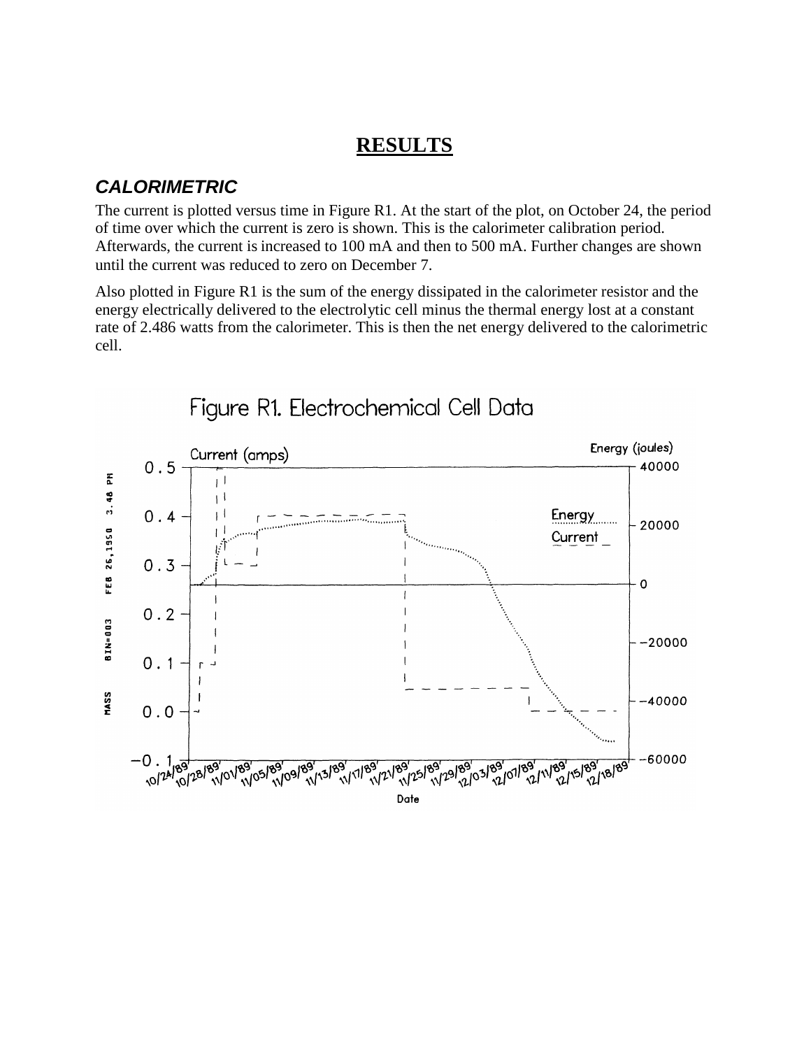# RESULTS

## *CALORIMETRIC*

The current is plotted versus time in Figure R1. At the start of the plot, on October 24, the period of time over which the current is zero is shown. This is the calorimeter calibration period. Afterwards, the current is increased to 100 mA and then to 500 mA. Further changes are shown until the current was reduced to zero on December 7.

Also plotted in Figure R1 is the sum of the energy dissipated in the calorimeter resistor and the energy electrically delivered to the electrolytic cell minus the thermal energy lost at a constant rate of 2.486 watts from the calorimeter. This is then the net energy delivered to the calorimetric cell.

Figure R1. Electrochemical Cell Data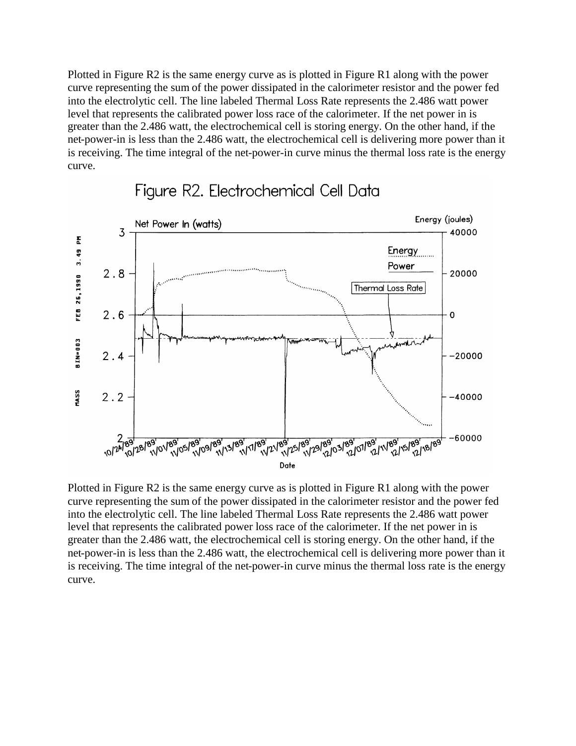Plotted in Figure R2 is the same energy curve as is plotted in Figure R1 along with the power curve representing the sum of the power dissipated in the calorimeter resistor and the power fed into the electrolytic cell. The line labeled Thermal Loss Rate represents the 2.486 watt power level that represents the calibrated power loss race of the calorimeter. If the net power in is greater than the 2.486 watt, the electrochemical cell is storing energy. On the other hand, if the net-power-in is less than the 2.486 watt, the electrochemical cell is delivering more power than it is receiving. The time integral of the net-power-in curve minus the thermal loss rate is the energy curve.

Figure R2. Electrochemical Cell Data

Plotted in Figure R2 is the same energy curve as is plotted in Figure R1 along with the power curve representing the sum of the power dissipated in the calorimeter resistor and the power fed into the electrolytic cell. The line labeled Thermal Loss Rate represents the 2.486 watt power level that represents the calibrated power loss race of the calorimeter. If the net power in is greater than the 2.486 watt, the electrochemical cell is storing energy. On the other hand, if the net-power-in is less than the 2.486 watt, the electrochemical cell is delivering more power than it is receiving. The time integral of the net-power-in curve minus the thermal loss rate is the energy curve.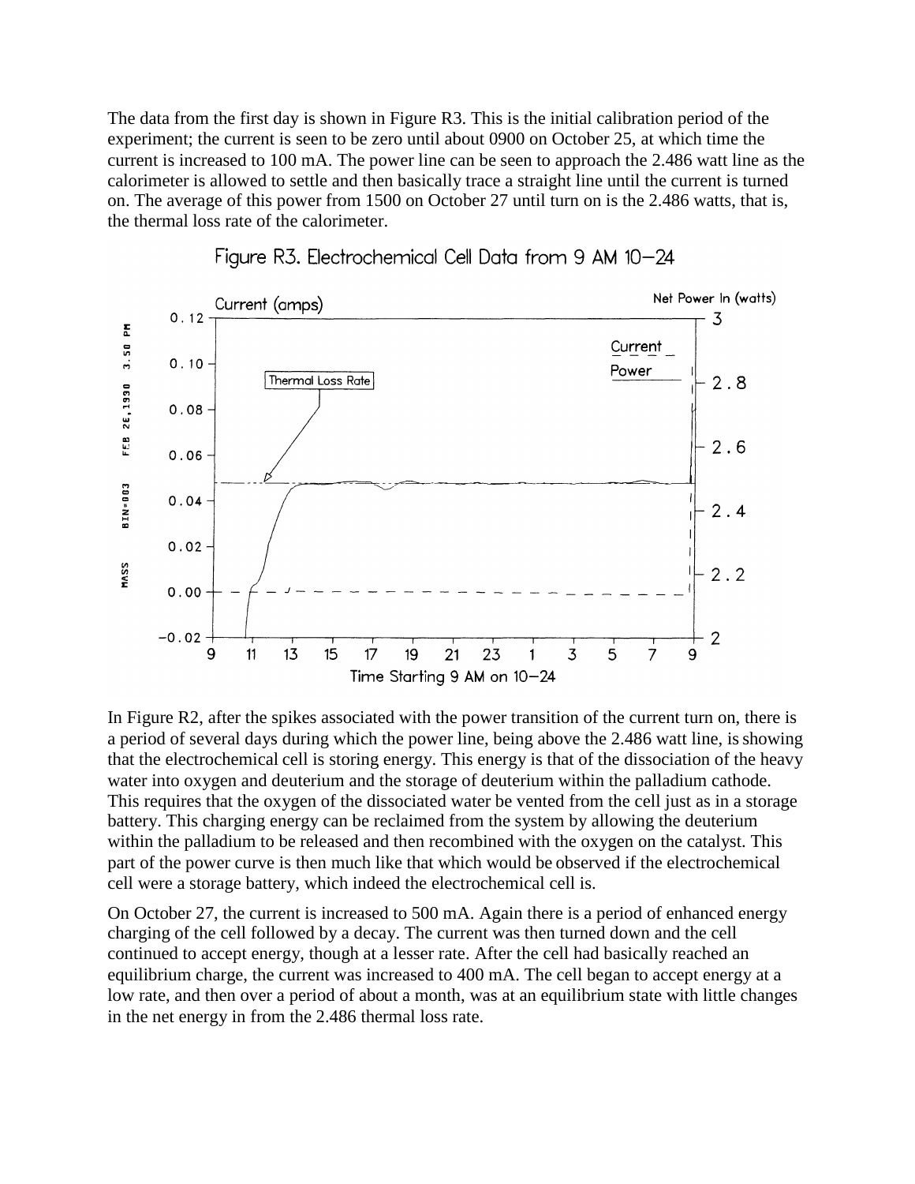The data from the first day is shown in Figure R3. This is the initial calibration period of the experiment; the current is seen to be zero until about 0900 on October 25, at which time the current is increased to 100 mA. The power line can be seen to approach the 2.486 watt line as the calorimeter is allowed to settle and then basically trace a straight line until the current is turned on. The average of this power from 1500 on October 27 until turn on is the 2.486 watts, that is, the thermal loss rate of the calorimeter.

Figure R3. Electrochemical Cell Data from 9 AM 10–24

In Figure R2, after the spikes associated with the power transition of the current turn on, there is a period of several days during which the power line, being above the 2.486 watt line, is showing that the electrochemical cell is storing energy. This energy is that of the dissociation of the heavy water into oxygen and deuterium and the storage of deuterium within the palladium cathode. This requires that the oxygen of the dissociated water be vented from the cell just as in a storage battery. This charging energy can be reclaimed from the system by allowing the deuterium within the palladium to be released and then recombined with the oxygen on the catalyst. This part of the power curve is then much like that which would be observed if the electrochemical cell were a storage battery, which indeed the electrochemical cell is.

On October 27, the current is increased to 500 mA. Again there is a period of enhanced energy charging of the cell followed by a decay. The current was then turned down and the cell continued to accept energy, though at a lesser rate. After the cell had basically reached an equilibrium charge, the current was increased to 400 mA. The cell began to accept energy at a low rate, and then over a period of about a month, was at an equilibrium state with little changes in the net energy in from the 2.486 thermal loss rate.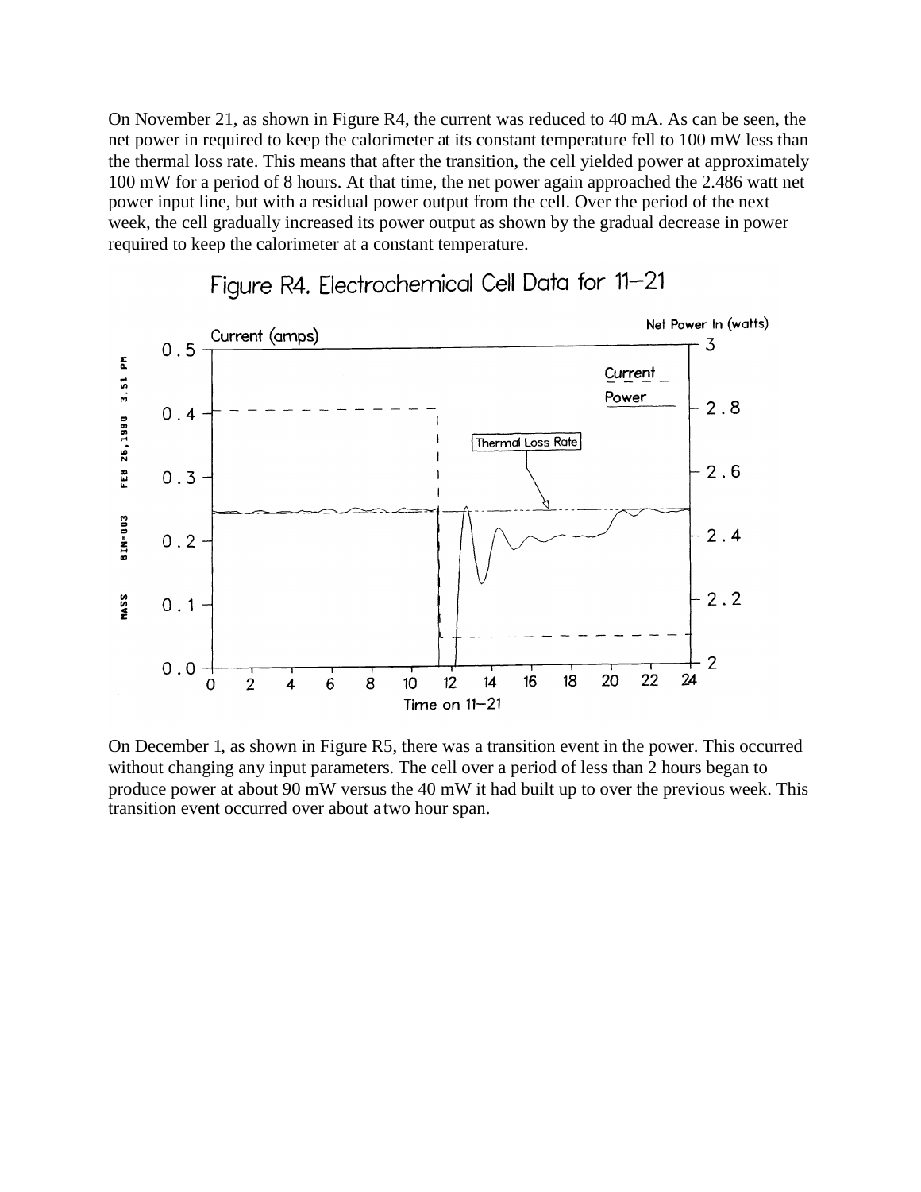On November 21, as shown in Figure R4, the current was reduced to 40 mA. As can be seen, the net power in required to keep the calorimeter at its constant temperature fell to 100 mW less than the thermal loss rate. This means that after the transition, the cell yielded power at approximately 100 mW for a period of 8 hours. At that time, the net power again approached the 2.486 watt net power input line, but with a residual power output from the cell. Over the period of the next week, the cell gradually increased its power output as shown by the gradual decrease in power required to keep the calorimeter at a constant temperature.

Figure R4. Electrochemical Cell Data for 11–21

On December 1, as shown in Figure R5, there was a transition event in the power. This occurred without changing any input parameters. The cell over a period of less than 2 hours began to produce power at about 90 mW versus the 40 mW it had built up to over the previous week. This transition event occurred over about a two hour span.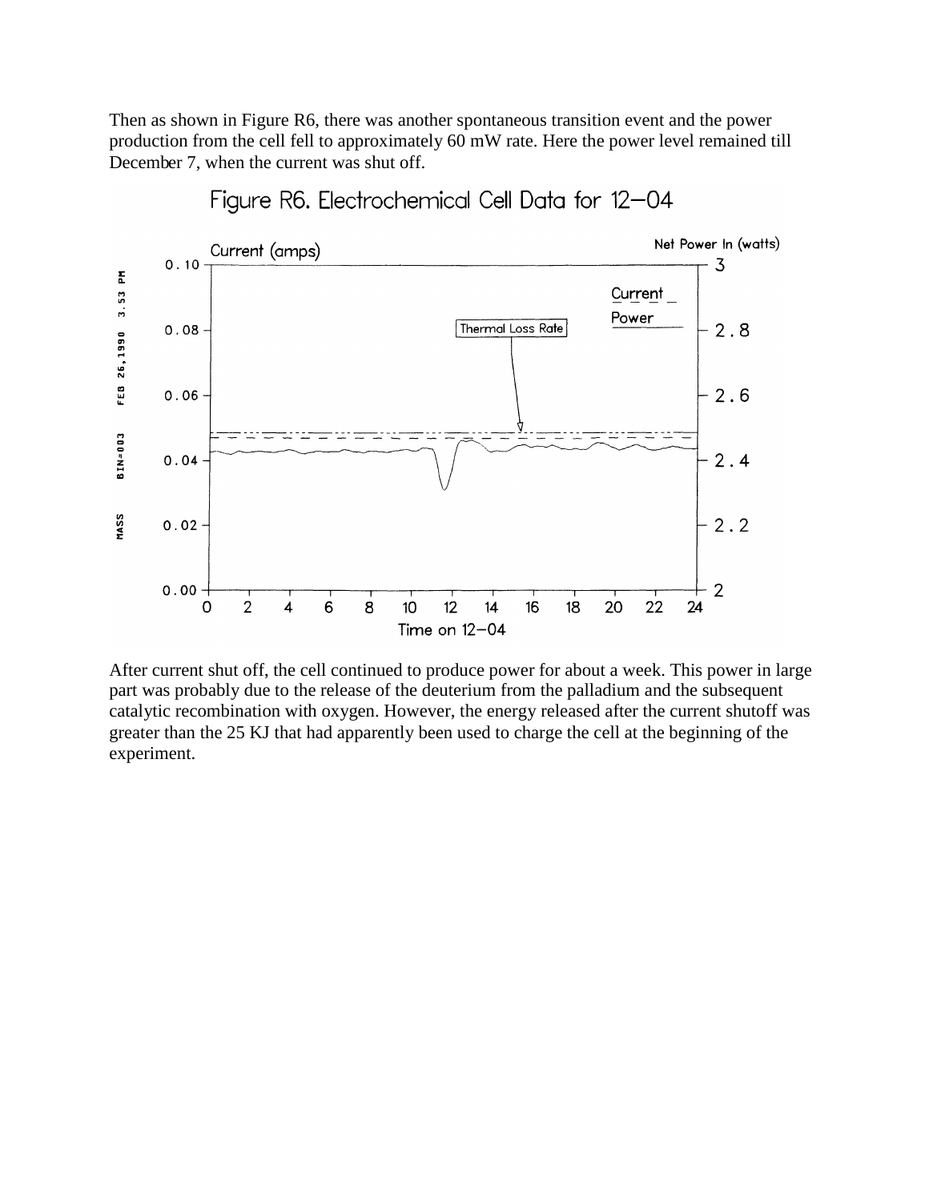Then as shown in Figure R6, there was another spontaneous transition event and the power production from the cell fell to approximately 60 mW rate. Here the power level remained till December 7, when the current was shut off.

Figure R6. Electrochemical Cell Data for 12–04

After current shut off, the cell continued to produce power for about a week. This power in large part was probably due to the release of the deuterium from the palladium and the subsequent catalytic recombination with oxygen. However, the energy released after the current shutoff was greater than the 25 KJ that had apparently been used to charge the cell at the beginning of the experiment.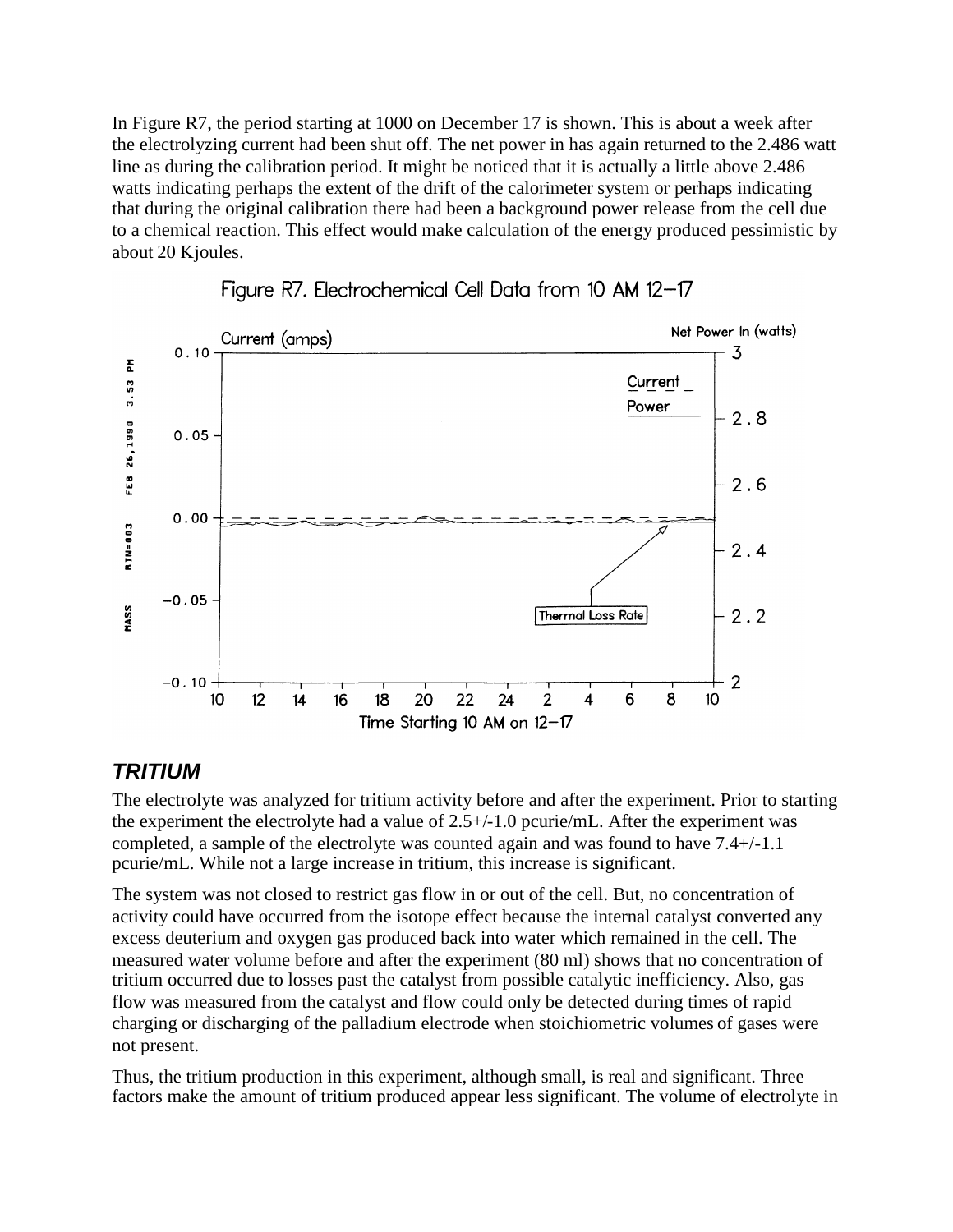In Figure R7, the period starting at 1000 on December 17 is shown. This is about a week after the electrolyzing current had been shut off. The net power in has again returned to the 2.486 watt line as during the calibration period. It might be noticed that it is actually a little above 2.486 watts indicating perhaps the extent of the drift of the calorimeter system or perhaps indicating that during the original calibration there had been a background power release from the cell due to a chemical reaction. This effect would make calculation of the energy produced pessimistic by about 20 Kjoules.

Figure R7. Electrochemical Cell Data from 10 AM 12–17

## TRITIUM

The electrolyte was analyzed for tritium activity before and after the experiment. Prior to starting the experiment the electrolyte had a value of 2.5+/-1.0 pcurie/mL. After the experiment was completed, a sample of the electrolyte was counted again and was found to have 7.4+/-1.1 pcurie/mL. While not a large increase in tritium, this increase is significant.

The system was not closed to restrict gas flow in or out of the cell. But, no concentration of activity could have occurred from the isotope effect because the internal catalyst converted any excess deuterium and oxygen gas produced back into water which remained in the cell. The measured water volume before and after the experiment (80 ml) shows that no concentration of tritium occurred due to losses past the catalyst from possible catalytic inefficiency. Also, gas flow was measured from the catalyst and flow could only be detected during times of rapid charging or discharging of the palladium electrode when stoichiometric volumes of gases were not present.

Thus, the tritium production in this experiment, although small, is real and significant. Three factors make the amount of tritium produced appear less significant. The volume of electrolyte in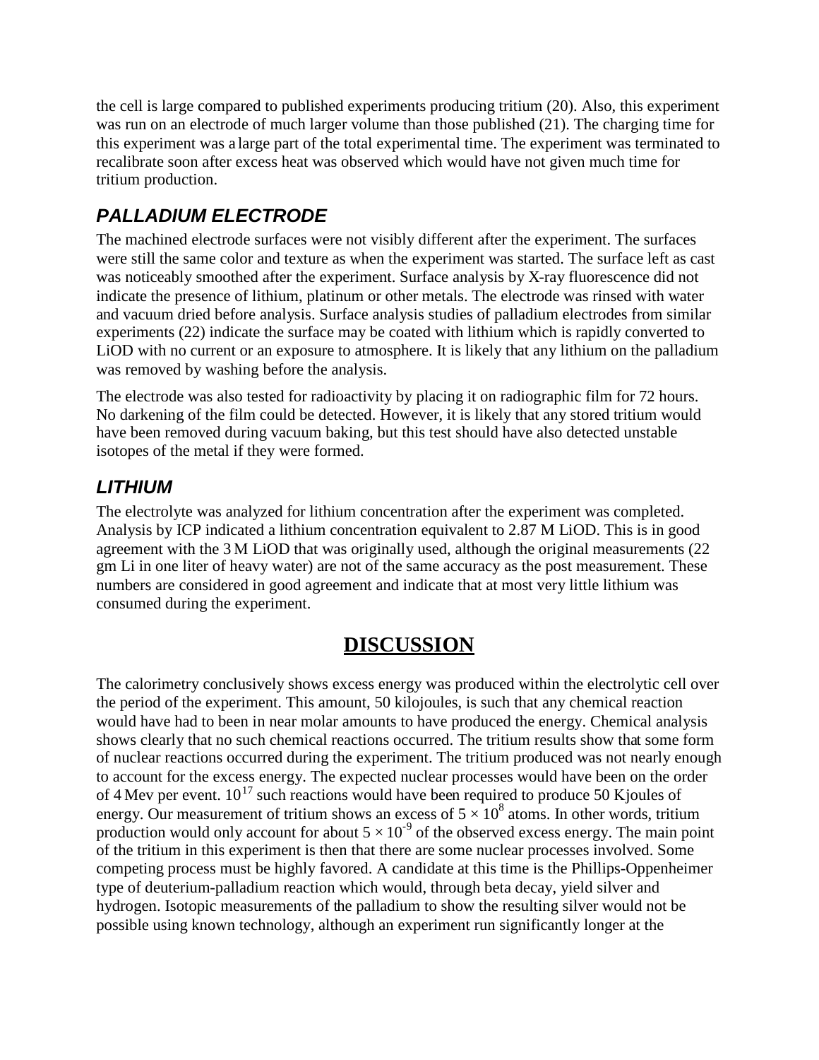the cell is large compared to published experiments producing tritium (20). Also, this experiment was run on an electrode of much larger volume than those published (21). The charging time for this experiment was a large part of the total experimental time. The experiment was terminated to recalibrate soon after excess heat was observed which would have not given much time for tritium production.

## *PALLADIUM ELECTRODE*

The machined electrode surfaces were not visibly different after the experiment. The surfaces were still the same color and texture as when the experiment was started. The surface left as cast was noticeably smoothed after the experiment. Surface analysis by X-ray fluorescence did not indicate the presence of lithium, platinum or other metals. The electrode was rinsed with water and vacuum dried before analysis. Surface analysis studies of palladium electrodes from similar experiments (22) indicate the surface may be coated with lithium which is rapidly converted to LiOD with no current or an exposure to atmosphere. It is likely that any lithium on the palladium was removed by washing before the analysis.

The electrode was also tested for radioactivity by placing it on radiographic film for 72 hours. No darkening of the film could be detected. However, it is likely that any stored tritium would have been removed during vacuum baking, but this test should have also detected unstable isotopes of the metal if they were formed.

## *LITHIUM*

The electrolyte was analyzed for lithium concentration after the experiment was completed. Analysis by ICP indicated a lithium concentration equivalent to 2.87 M LiOD. This is in good agreement with the 3 M LiOD that was originally used, although the original measurements (22 gm Li in one liter of heavy water) are not of the same accuracy as the post measurement. These numbers are considered in good agreement and indicate that at most very little lithium was consumed during the experiment.

# **DISCUSSION**

The calorimetry conclusively shows excess energy was produced within the electrolytic cell over the period of the experiment. This amount, 50 kilojoules, is such that any chemical reaction would have had to been in near molar amounts to have produced the energy. Chemical analysis shows clearly that no such chemical reactions occurred. The tritium results show that some form of nuclear reactions occurred during the experiment. The tritium produced was not nearly enough to account for the excess energy. The expected nuclear processes would have been on the order of 4 Mev per event. $10^{17}$ such reactions would have been required to produce 50 Kjoules of energy. Our measurement of tritium shows an excess of $5 \times 10^8$ atoms. In other words, tritium production would only account for about $5 \times 10^{-9}$ of the observed excess energy. The main point of the tritium in this experiment is then that there are some nuclear processes involved. Some competing process must be highly favored. A candidate at this time is the Phillips-Oppenheimer type of deuterium-palladium reaction which would, through beta decay, yield silver and hydrogen. Isotopic measurements of the palladium to show the resulting silver would not be possible using known technology, although an experiment run significantly longer at the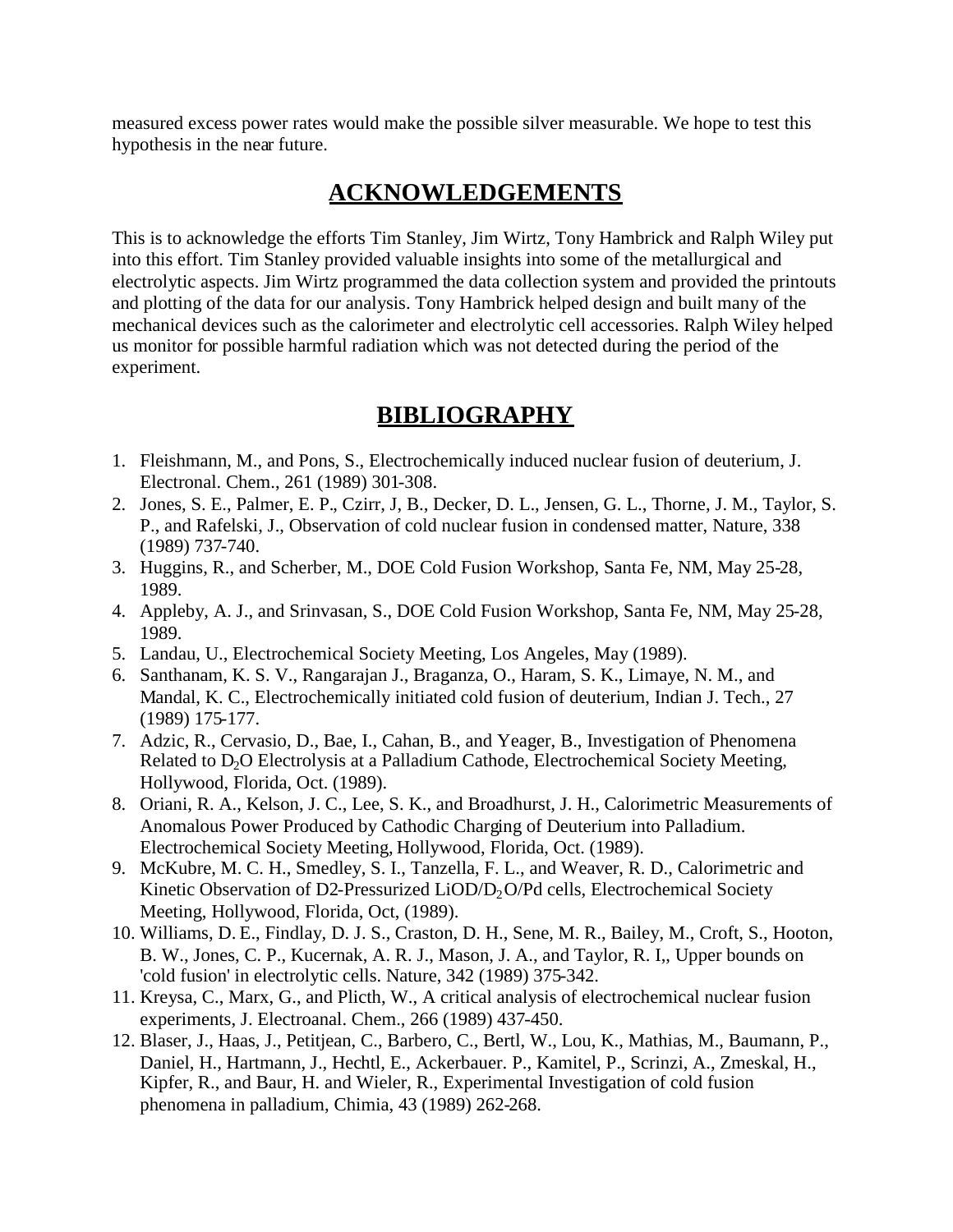measured excess power rates would make the possible silver measurable. We hope to test this hypothesis in the near future.

## ACKNOWLEDGEMENTS

This is to acknowledge the efforts Tim Stanley, Jim Wirtz, Tony Hambrick and Ralph Wiley put into this effort. Tim Stanley provided valuable insights into some of the metallurgical and electrolytic aspects. Jim Wirtz programmed the data collection system and provided the printouts and plotting of the data for our analysis. Tony Hambrick helped design and built many of the mechanical devices such as the calorimeter and electrolytic cell accessories. Ralph Wiley helped us monitor for possible harmful radiation which was not detected during the period of the experiment.

## BIBLIOGRAPHY

1. Fleishmann, M., and Pons, S., Electrochemically induced nuclear fusion of deuterium, J. Electronal. Chem., 261 (1989) 301-308.
2. Jones, S. E., Palmer, E. P., Czirr, J, B., Decker, D. L., Jensen, G. L., Thorne, J. M., Taylor, S. P., and Rafelski, J., Observation of cold nuclear fusion in condensed matter, Nature, 338 (1989) 737-740.
3. Huggins, R., and Scherber, M., DOE Cold Fusion Workshop, Santa Fe, NM, May 25-28, 1989.
4. Appleby, A. J., and Srinvasan, S., DOE Cold Fusion Workshop, Santa Fe, NM, May 25-28, 1989.
5. Landau, U., Electrochemical Society Meeting, Los Angeles, May (1989).
6. Santhanam, K. S. V., Rangarajan J., Braganza, O., Haram, S. K., Limaye, N. M., and Mandal, K. C., Electrochemically initiated cold fusion of deuterium, Indian J. Tech., 27 (1989) 175-177.
7. Adzic, R., Cervasio, D., Bae, I., Cahan, B., and Yeager, B., Investigation of Phenomena Related to $D_2O$ Electrolysis at a Palladium Cathode, Electrochemical Society Meeting, Hollywood, Florida, Oct. (1989).
8. Oriani, R. A., Kelson, J. C., Lee, S. K., and Broadhurst, J. H., Calorimetric Measurements of Anomalous Power Produced by Cathodic Charging of Deuterium into Palladium. Electrochemical Society Meeting, Hollywood, Florida, Oct. (1989).
9. McKubre, M. C. H., Smedley, S. I., Tanzella, F. L., and Weaver, R. D., Calorimetric and Kinetic Observation of D2-Pressurized LiOD/$D_2O$/Pd cells, Electrochemical Society Meeting, Hollywood, Florida, Oct, (1989).
10. Williams, D. E., Findlay, D. J. S., Craston, D. H., Sene, M. R., Bailey, M., Croft, S., Hooton, B. W., Jones, C. P., Kucernak, A. R. J., Mason, J. A., and Taylor, R. I,, Upper bounds on 'cold fusion' in electrolytic cells. Nature, 342 (1989) 375-342.
11. Kreysa, C., Marx, G., and Plicth, W., A critical analysis of electrochemical nuclear fusion experiments, J. Electroanal. Chem., 266 (1989) 437-450.
12. Blaser, J., Haas, J., Petitjean, C., Barbero, C., Bertl, W., Lou, K., Mathias, M., Baumann, P., Daniel, H., Hartmann, J., Hechtl, E., Ackerbauer. P., Kamitel, P., Scrinzi, A., Zmeskal, H., Kipfer, R., and Baur, H. and Wieler, R., Experimental Investigation of cold fusion phenomena in palladium, Chimia, 43 (1989) 262-268.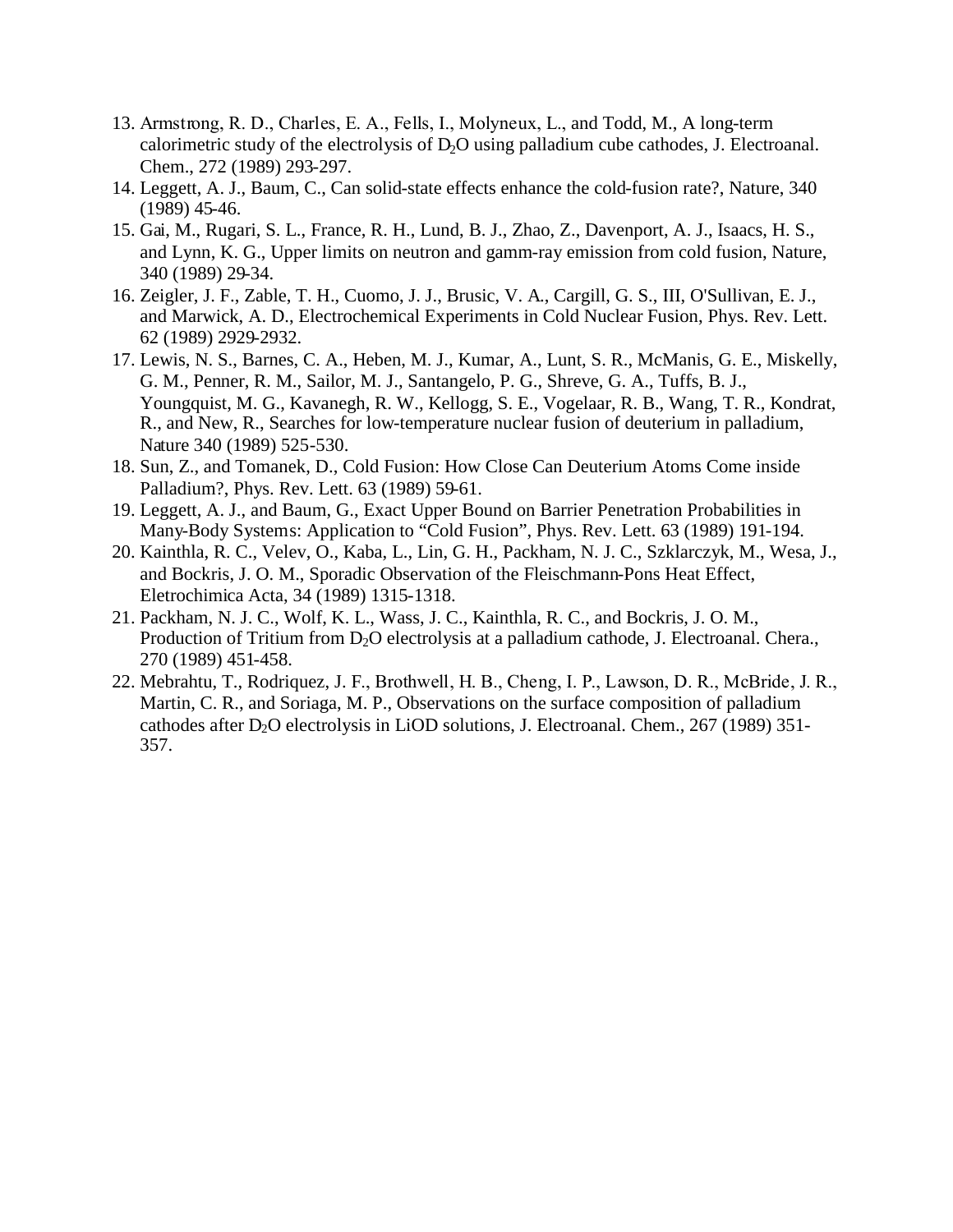13. Armstrong, R. D., Charles, E. A., Fells, I., Molyneux, L., and Todd, M., A long-term calorimetric study of the electrolysis of $D_2O$ using palladium cube cathodes, J. Electroanal. Chem., 272 (1989) 293-297.
14. Leggett, A. J., Baum, C., Can solid-state effects enhance the cold-fusion rate?, Nature, 340 (1989) 45-46.
15. Gai, M., Rugari, S. L., France, R. H., Lund, B. J., Zhao, Z., Davenport, A. J., Isaacs, H. S., and Lynn, K. G., Upper limits on neutron and gamm-ray emission from cold fusion, Nature, 340 (1989) 29-34.
16. Zeigler, J. F., Zable, T. H., Cuomo, J. J., Brusic, V. A., Cargill, G. S., III, O'Sullivan, E. J., and Marwick, A. D., Electrochemical Experiments in Cold Nuclear Fusion, Phys. Rev. Lett. 62 (1989) 2929-2932.
17. Lewis, N. S., Barnes, C. A., Heben, M. J., Kumar, A., Lunt, S. R., McManis, G. E., Miskelly, G. M., Penner, R. M., Sailor, M. J., Santangelo, P. G., Shreve, G. A., Tuffs, B. J., Youngquist, M. G., Kavanegh, R. W., Kellogg, S. E., Vogelaar, R. B., Wang, T. R., Kondrat, R., and New, R., Searches for low-temperature nuclear fusion of deuterium in palladium, Nature 340 (1989) 525-530.
18. Sun, Z., and Tomanek, D., Cold Fusion: How Close Can Deuterium Atoms Come inside Palladium?, Phys. Rev. Lett. 63 (1989) 59-61.
19. Leggett, A. J., and Baum, G., Exact Upper Bound on Barrier Penetration Probabilities in Many-Body Systems: Application to "Cold Fusion", Phys. Rev. Lett. 63 (1989) 191-194.
20. Kainthla, R. C., Velev, O., Kaba, L., Lin, G. H., Packham, N. J. C., Szklarczyk, M., Wesa, J., and Bockris, J. O. M., Sporadic Observation of the Fleischmann-Pons Heat Effect, Eletrochimica Acta, 34 (1989) 1315-1318.
21. Packham, N. J. C., Wolf, K. L., Wass, J. C., Kainthla, R. C., and Bockris, J. O. M., Production of Tritium from $D_2O$ electrolysis at a palladium cathode, J. Electroanal. Chera., 270 (1989) 451-458.
22. Mebrahtu, T., Rodriquez, J. F., Brothwell, H. B., Cheng, I. P., Lawson, D. R., McBride, J. R., Martin, C. R., and Soriaga, M. P., Observations on the surface composition of palladium cathodes after $D_2O$ electrolysis in LiOD solutions, J. Electroanal. Chem., 267 (1989) 351-357.